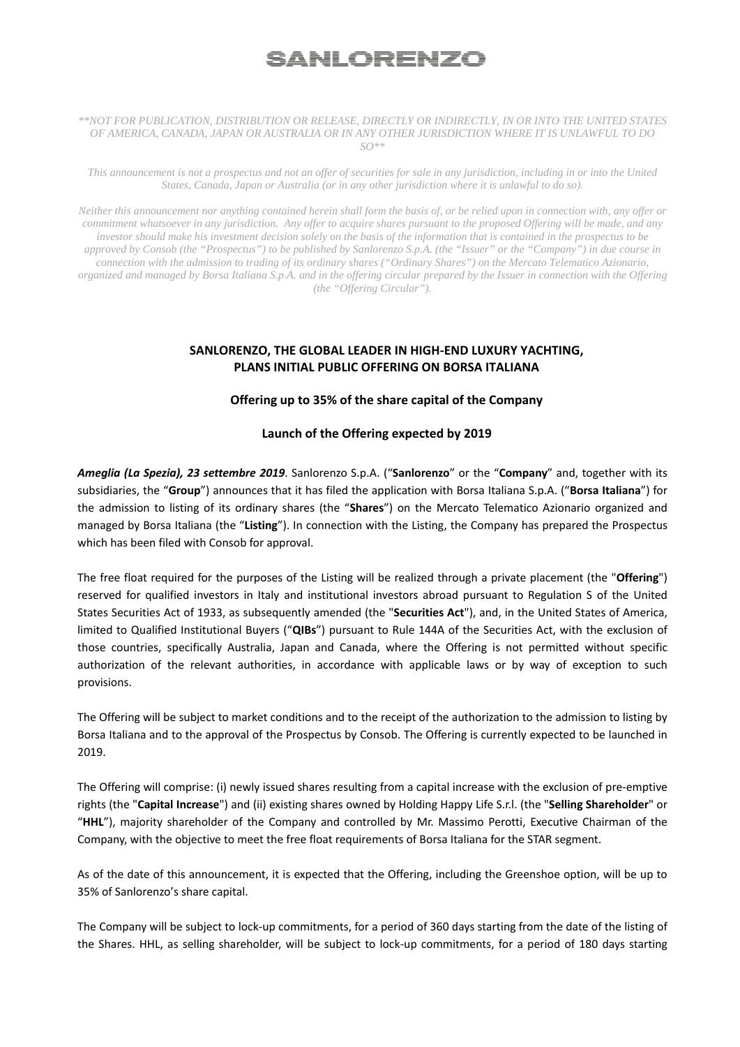# SANLORENZO

*\*\*NOT FOR PUBLICATION, DISTRIBUTION OR RELEASE, DIRECTLY OR INDIRECTLY, IN OR INTO THE UNITED STATES OF AMERICA, CANADA, JAPAN OR AUSTRALIA OR IN ANY OTHER JURISDICTION WHERE IT IS UNLAWFUL TO DO SO\*\**

*This announcement is not a prospectus and not an offer of securities for sale in any jurisdiction, including in or into the United States, Canada, Japan or Australia (or in any other jurisdiction where it is unlawful to do so).*

*Neither this announcement nor anything contained herein shall form the basis of, or be relied upon in connection with, any offer or commitment whatsoever in any jurisdiction. Any offer to acquire shares pursuant to the proposed Offering will be made, and any investor should make his investment decision solely on the basis of the information that is contained in the prospectus to be approved by Consob (the "Prospectus") to be published by Sanlorenzo S.p.A. (the "Issuer" or the "Company") in due course in connection with the admission to trading of its ordinary shares ("Ordinary Shares") on the Mercato Telematico Azionario, organized and managed by Borsa Italiana S.p.A. and in the offering circular prepared by the Issuer in connection with the Offering (the "Offering Circular").*

## SANLORENZO, THE GLOBAL LEADER IN HIGH-END LUXURY YACHTING, PLANS INITIAL PUBLIC OFFERING ON BORSA ITALIANA

### Offering up to 35% of the share capital of the Company

### Launch of the Offering expected by 2019

***Ameglia (La Spezia), 23 settembre 2019***. Sanlorenzo S.p.A. ("**Sanlorenzo**" or the "**Company**" and, together with its subsidiaries, the "**Group**") announces that it has filed the application with Borsa Italiana S.p.A. ("**Borsa Italiana**") for the admission to listing of its ordinary shares (the "**Shares**") on the Mercato Telematico Azionario organized and managed by Borsa Italiana (the "**Listing**"). In connection with the Listing, the Company has prepared the Prospectus which has been filed with Consob for approval.

The free float required for the purposes of the Listing will be realized through a private placement (the "**Offering**") reserved for qualified investors in Italy and institutional investors abroad pursuant to Regulation S of the United States Securities Act of 1933, as subsequently amended (the "**Securities Act**"), and, in the United States of America, limited to Qualified Institutional Buyers ("**QIBs**") pursuant to Rule 144A of the Securities Act, with the exclusion of those countries, specifically Australia, Japan and Canada, where the Offering is not permitted without specific authorization of the relevant authorities, in accordance with applicable laws or by way of exception to such provisions.

The Offering will be subject to market conditions and to the receipt of the authorization to the admission to listing by Borsa Italiana and to the approval of the Prospectus by Consob. The Offering is currently expected to be launched in 2019.

The Offering will comprise: (i) newly issued shares resulting from a capital increase with the exclusion of pre-emptive rights (the "**Capital Increase**") and (ii) existing shares owned by Holding Happy Life S.r.l. (the "**Selling Shareholder**" or "**HHL**"), majority shareholder of the Company and controlled by Mr. Massimo Perotti, Executive Chairman of the Company, with the objective to meet the free float requirements of Borsa Italiana for the STAR segment.

As of the date of this announcement, it is expected that the Offering, including the Greenshoe option, will be up to 35% of Sanlorenzo's share capital.

The Company will be subject to lock-up commitments, for a period of 360 days starting from the date of the listing of the Shares. HHL, as selling shareholder, will be subject to lock-up commitments, for a period of 180 days starting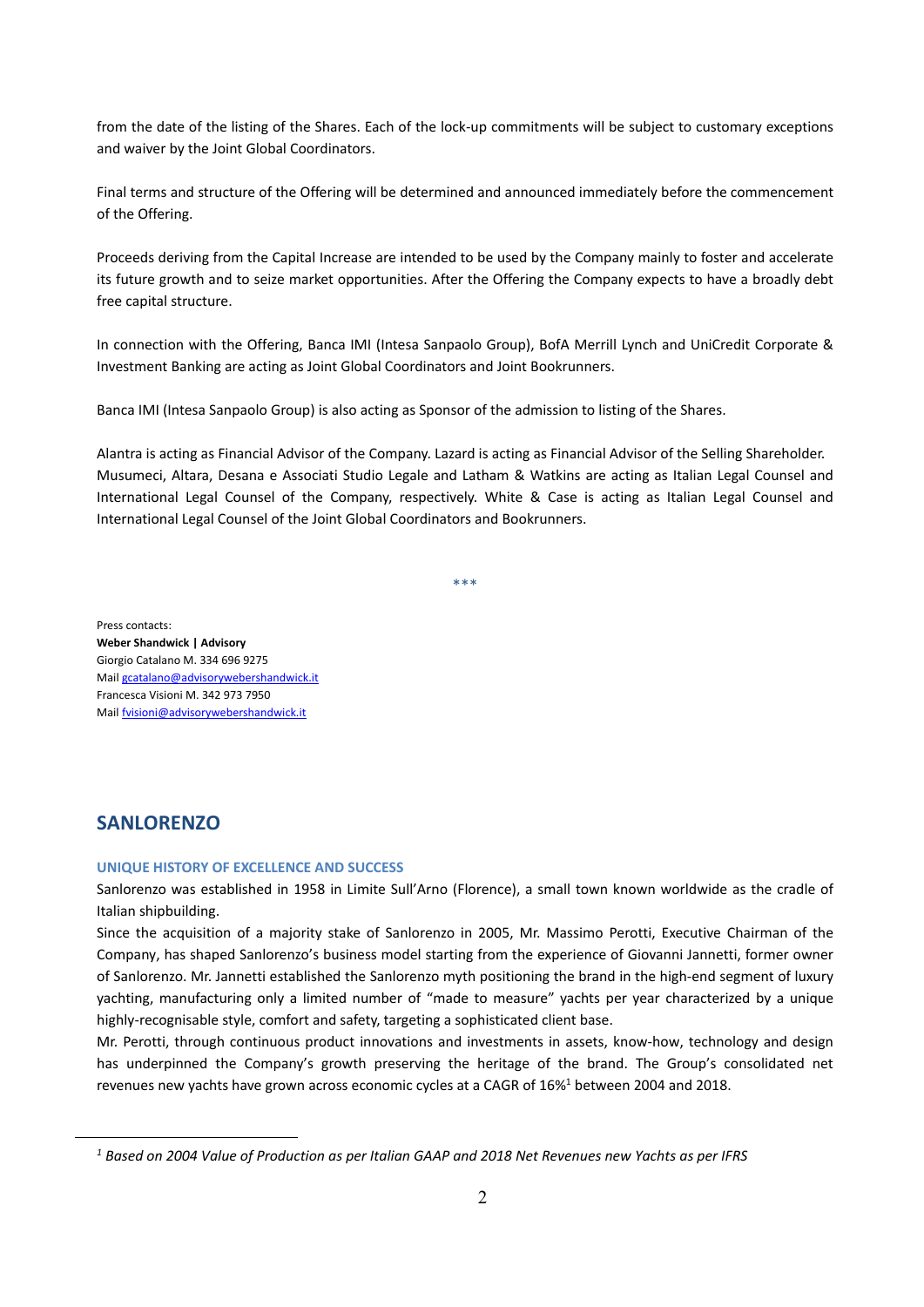from the date of the listing of the Shares. Each of the lock-up commitments will be subject to customary exceptions and waiver by the Joint Global Coordinators.

Final terms and structure of the Offering will be determined and announced immediately before the commencement of the Offering.

Proceeds deriving from the Capital Increase are intended to be used by the Company mainly to foster and accelerate its future growth and to seize market opportunities. After the Offering the Company expects to have a broadly debt free capital structure.

In connection with the Offering, Banca IMI (Intesa Sanpaolo Group), BofA Merrill Lynch and UniCredit Corporate & Investment Banking are acting as Joint Global Coordinators and Joint Bookrunners.

Banca IMI (Intesa Sanpaolo Group) is also acting as Sponsor of the admission to listing of the Shares.

Alantra is acting as Financial Advisor of the Company. Lazard is acting as Financial Advisor of the Selling Shareholder. Musumeci, Altara, Desana e Associati Studio Legale and Latham & Watkins are acting as Italian Legal Counsel and International Legal Counsel of the Company, respectively. White & Case is acting as Italian Legal Counsel and International Legal Counsel of the Joint Global Coordinators and Bookrunners.

***

Press contacts:
**Weber Shandwick | Advisory**
Giorgio Catalano M. 334 696 9275
Mail gcatalano@advisorywebershandwick.it
Francesca Visioni M. 342 973 7950
Mail fvisioni@advisorywebershandwick.it

## SANLORENZO

### UNIQUE HISTORY OF EXCELLENCE AND SUCCESS

Sanlorenzo was established in 1958 in Limite Sull'Arno (Florence), a small town known worldwide as the cradle of Italian shipbuilding.

Since the acquisition of a majority stake of Sanlorenzo in 2005, Mr. Massimo Perotti, Executive Chairman of the Company, has shaped Sanlorenzo's business model starting from the experience of Giovanni Jannetti, former owner of Sanlorenzo. Mr. Jannetti established the Sanlorenzo myth positioning the brand in the high-end segment of luxury yachting, manufacturing only a limited number of "made to measure" yachts per year characterized by a unique highly-recognisable style, comfort and safety, targeting a sophisticated client base.

Mr. Perotti, through continuous product innovations and investments in assets, know-how, technology and design has underpinned the Company's growth preserving the heritage of the brand. The Group's consolidated net revenues new yachts have grown across economic cycles at a CAGR of 16%[1] between 2004 and 2018.

[1] *Based on 2004 Value of Production as per Italian GAAP and 2018 Net Revenues new Yachts as per IFRS*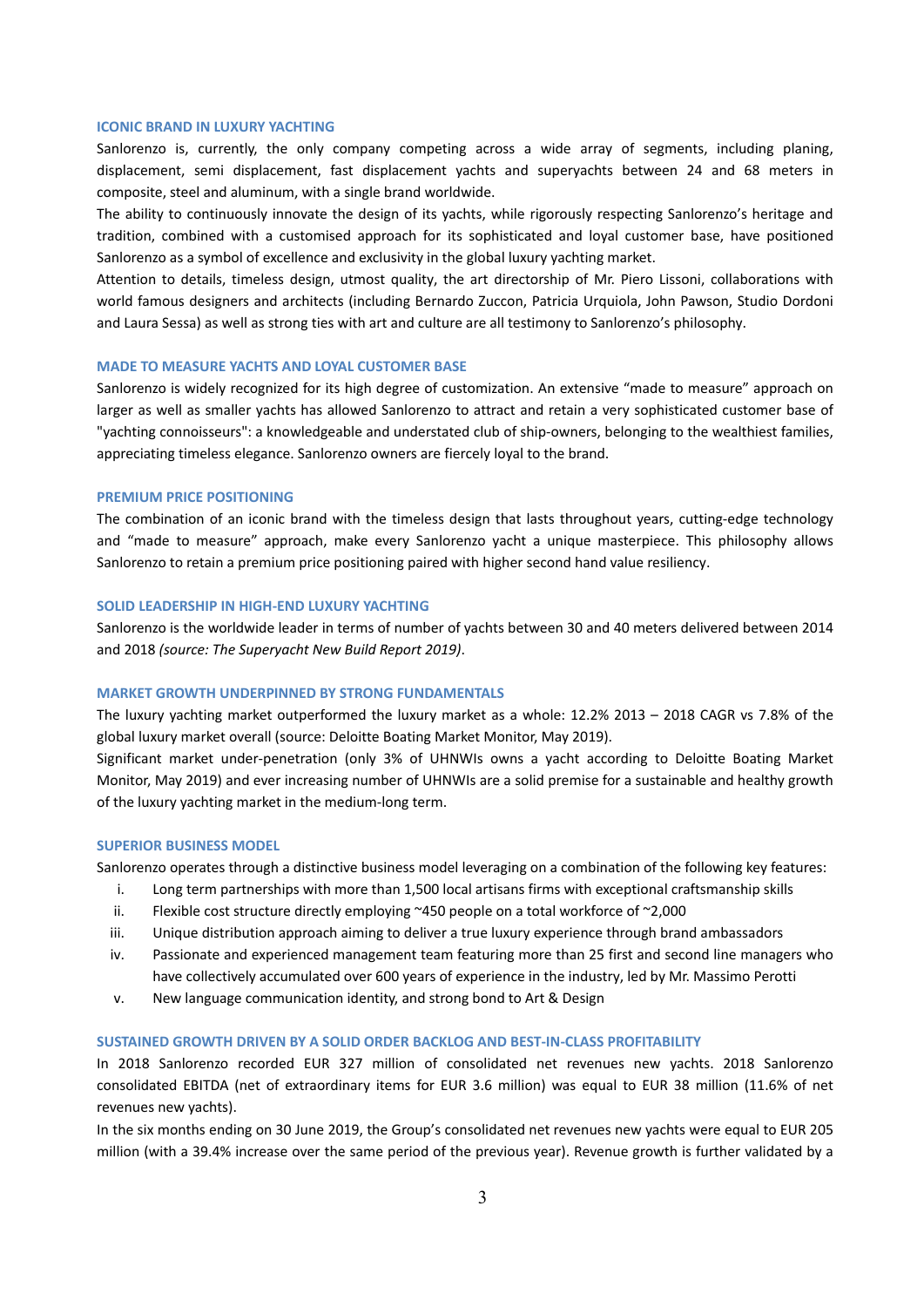### ICONIC BRAND IN LUXURY YACHTING

Sanlorenzo is, currently, the only company competing across a wide array of segments, including planing, displacement, semi displacement, fast displacement yachts and superyachts between 24 and 68 meters in composite, steel and aluminum, with a single brand worldwide.

The ability to continuously innovate the design of its yachts, while rigorously respecting Sanlorenzo's heritage and tradition, combined with a customised approach for its sophisticated and loyal customer base, have positioned Sanlorenzo as a symbol of excellence and exclusivity in the global luxury yachting market.

Attention to details, timeless design, utmost quality, the art directorship of Mr. Piero Lissoni, collaborations with world famous designers and architects (including Bernardo Zuccon, Patricia Urquiola, John Pawson, Studio Dordoni and Laura Sessa) as well as strong ties with art and culture are all testimony to Sanlorenzo's philosophy.

### MADE TO MEASURE YACHTS AND LOYAL CUSTOMER BASE

Sanlorenzo is widely recognized for its high degree of customization. An extensive "made to measure" approach on larger as well as smaller yachts has allowed Sanlorenzo to attract and retain a very sophisticated customer base of "yachting connoisseurs": a knowledgeable and understated club of ship-owners, belonging to the wealthiest families, appreciating timeless elegance. Sanlorenzo owners are fiercely loyal to the brand.

### PREMIUM PRICE POSITIONING

The combination of an iconic brand with the timeless design that lasts throughout years, cutting-edge technology and "made to measure" approach, make every Sanlorenzo yacht a unique masterpiece. This philosophy allows Sanlorenzo to retain a premium price positioning paired with higher second hand value resiliency.

### SOLID LEADERSHIP IN HIGH-END LUXURY YACHTING

Sanlorenzo is the worldwide leader in terms of number of yachts between 30 and 40 meters delivered between 2014 and 2018 *(source: The Superyacht New Build Report 2019)*.

### MARKET GROWTH UNDERPINNED BY STRONG FUNDAMENTALS

The luxury yachting market outperformed the luxury market as a whole: 12.2% 2013 – 2018 CAGR vs 7.8% of the global luxury market overall (source: Deloitte Boating Market Monitor, May 2019).

Significant market under-penetration (only 3% of UHNWIs owns a yacht according to Deloitte Boating Market Monitor, May 2019) and ever increasing number of UHNWIs are a solid premise for a sustainable and healthy growth of the luxury yachting market in the medium-long term.

### SUPERIOR BUSINESS MODEL

Sanlorenzo operates through a distinctive business model leveraging on a combination of the following key features:

i. Long term partnerships with more than 1,500 local artisans firms with exceptional craftsmanship skills
ii. Flexible cost structure directly employing ~450 people on a total workforce of ~2,000
iii. Unique distribution approach aiming to deliver a true luxury experience through brand ambassadors
iv. Passionate and experienced management team featuring more than 25 first and second line managers who have collectively accumulated over 600 years of experience in the industry, led by Mr. Massimo Perotti
v. New language communication identity, and strong bond to Art & Design

### SUSTAINED GROWTH DRIVEN BY A SOLID ORDER BACKLOG AND BEST-IN-CLASS PROFITABILITY

In 2018 Sanlorenzo recorded EUR 327 million of consolidated net revenues new yachts. 2018 Sanlorenzo consolidated EBITDA (net of extraordinary items for EUR 3.6 million) was equal to EUR 38 million (11.6% of net revenues new yachts).

In the six months ending on 30 June 2019, the Group's consolidated net revenues new yachts were equal to EUR 205 million (with a 39.4% increase over the same period of the previous year). Revenue growth is further validated by a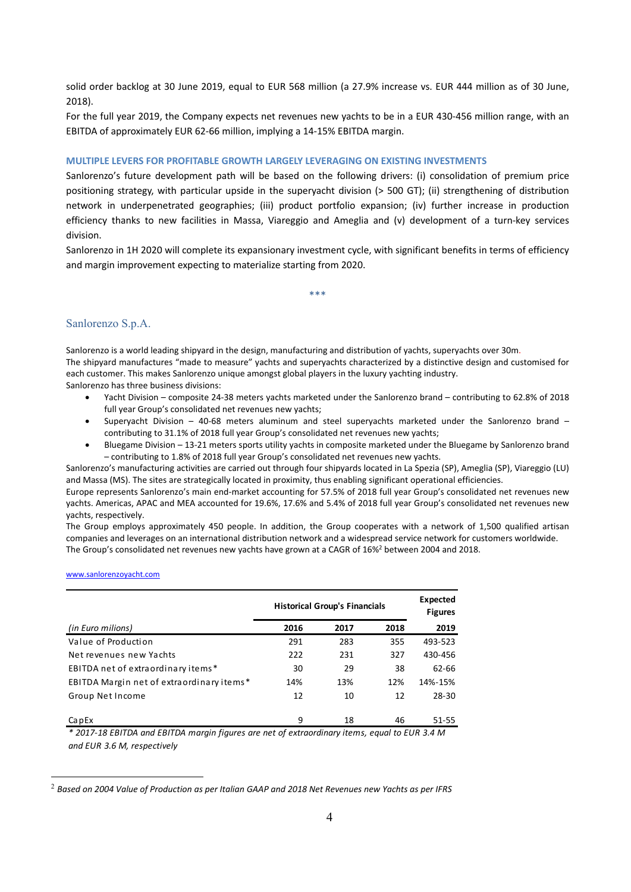solid order backlog at 30 June 2019, equal to EUR 568 million (a 27.9% increase vs. EUR 444 million as of 30 June, 2018).

For the full year 2019, the Company expects net revenues new yachts to be in a EUR 430-456 million range, with an EBITDA of approximately EUR 62-66 million, implying a 14-15% EBITDA margin.

### MULTIPLE LEVERS FOR PROFITABLE GROWTH LARGELY LEVERAGING ON EXISTING INVESTMENTS

Sanlorenzo's future development path will be based on the following drivers: (i) consolidation of premium price positioning strategy, with particular upside in the superyacht division (> 500 GT); (ii) strengthening of distribution network in underpenetrated geographies; (iii) product portfolio expansion; (iv) further increase in production efficiency thanks to new facilities in Massa, Viareggio and Ameglia and (v) development of a turn-key services division.

Sanlorenzo in 1H 2020 will complete its expansionary investment cycle, with significant benefits in terms of efficiency and margin improvement expecting to materialize starting from 2020.

\*\*\*

## Sanlorenzo S.p.A.

Sanlorenzo is a world leading shipyard in the design, manufacturing and distribution of yachts, superyachts over 30m.

The shipyard manufactures "made to measure" yachts and superyachts characterized by a distinctive design and customised for each customer. This makes Sanlorenzo unique amongst global players in the luxury yachting industry.

Sanlorenzo has three business divisions:

- Yacht Division – composite 24-38 meters yachts marketed under the Sanlorenzo brand – contributing to 62.8% of 2018 full year Group's consolidated net revenues new yachts;
- Superyacht Division – 40-68 meters aluminum and steel superyachts marketed under the Sanlorenzo brand – contributing to 31.1% of 2018 full year Group's consolidated net revenues new yachts;
- Bluegame Division – 13-21 meters sports utility yachts in composite marketed under the Bluegame by Sanlorenzo brand – contributing to 1.8% of 2018 full year Group's consolidated net revenues new yachts.

Sanlorenzo's manufacturing activities are carried out through four shipyards located in La Spezia (SP), Ameglia (SP), Viareggio (LU) and Massa (MS). The sites are strategically located in proximity, thus enabling significant operational efficiencies.

Europe represents Sanlorenzo's main end-market accounting for 57.5% of 2018 full year Group's consolidated net revenues new yachts. Americas, APAC and MEA accounted for 19.6%, 17.6% and 5.4% of 2018 full year Group's consolidated net revenues new yachts, respectively.

The Group employs approximately 450 people. In addition, the Group cooperates with a network of 1,500 qualified artisan companies and leverages on an international distribution network and a widespread service network for customers worldwide.

The Group's consolidated net revenues new yachts have grown at a CAGR of 16%[2] between 2004 and 2018.

www.sanlorenzoyacht.com

| | Historical Group's Financials | | | Expected Figures |
|---|---|---|---|---|
| *(in Euro milions)* | **2016** | **2017** | **2018** | **2019** |
| Value of Production | 291 | 283 | 355 | 493-523 |
| Net revenues new Yachts | 222 | 231 | 327 | 430-456 |
| EBITDA net of extraordinary items* | 30 | 29 | 38 | 62-66 |
| EBITDA Margin net of extraordinary items* | 14% | 13% | 12% | 14%-15% |
| Group Net Income | 12 | 10 | 12 | 28-30 |
| CapEx | 9 | 18 | 46 | 51-55 |

*\* 2017-18 EBITDA and EBITDA margin figures are net of extraordinary items, equal to EUR 3.4 M and EUR 3.6 M, respectively*

[2] *Based on 2004 Value of Production as per Italian GAAP and 2018 Net Revenues new Yachts as per IFRS*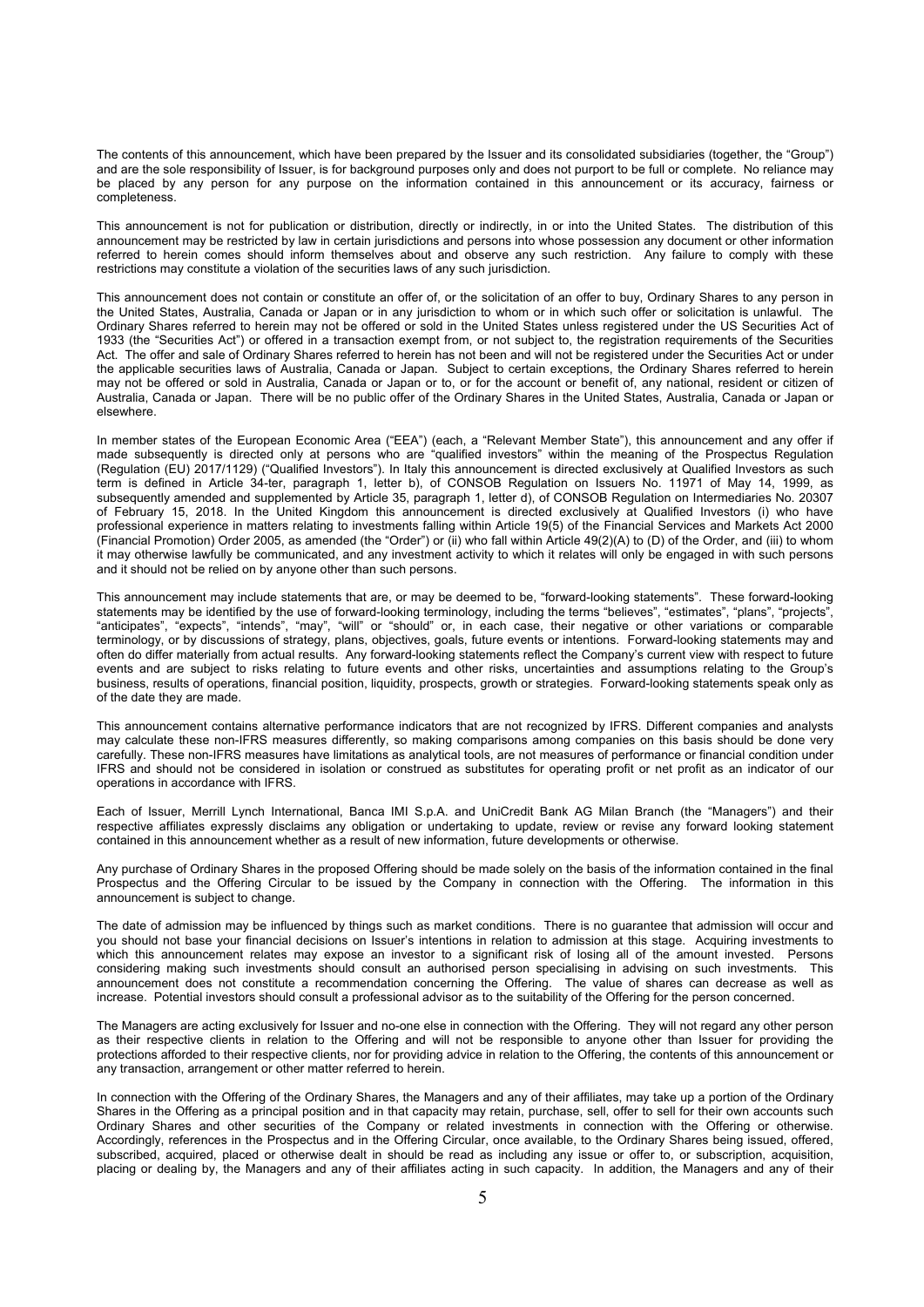The contents of this announcement, which have been prepared by the Issuer and its consolidated subsidiaries (together, the "Group") and are the sole responsibility of Issuer, is for background purposes only and does not purport to be full or complete. No reliance may be placed by any person for any purpose on the information contained in this announcement or its accuracy, fairness or completeness.

This announcement is not for publication or distribution, directly or indirectly, in or into the United States. The distribution of this announcement may be restricted by law in certain jurisdictions and persons into whose possession any document or other information referred to herein comes should inform themselves about and observe any such restriction. Any failure to comply with these restrictions may constitute a violation of the securities laws of any such jurisdiction.

This announcement does not contain or constitute an offer of, or the solicitation of an offer to buy, Ordinary Shares to any person in the United States, Australia, Canada or Japan or in any jurisdiction to whom or in which such offer or solicitation is unlawful. The Ordinary Shares referred to herein may not be offered or sold in the United States unless registered under the US Securities Act of 1933 (the "Securities Act") or offered in a transaction exempt from, or not subject to, the registration requirements of the Securities Act. The offer and sale of Ordinary Shares referred to herein has not been and will not be registered under the Securities Act or under the applicable securities laws of Australia, Canada or Japan. Subject to certain exceptions, the Ordinary Shares referred to herein may not be offered or sold in Australia, Canada or Japan or to, or for the account or benefit of, any national, resident or citizen of Australia, Canada or Japan. There will be no public offer of the Ordinary Shares in the United States, Australia, Canada or Japan or elsewhere.

In member states of the European Economic Area ("EEA") (each, a "Relevant Member State"), this announcement and any offer if made subsequently is directed only at persons who are "qualified investors" within the meaning of the Prospectus Regulation (Regulation (EU) 2017/1129) ("Qualified Investors"). In Italy this announcement is directed exclusively at Qualified Investors as such term is defined in Article 34-ter, paragraph 1, letter b), of CONSOB Regulation on Issuers No. 11971 of May 14, 1999, as subsequently amended and supplemented by Article 35, paragraph 1, letter d), of CONSOB Regulation on Intermediaries No. 20307 of February 15, 2018. In the United Kingdom this announcement is directed exclusively at Qualified Investors (i) who have professional experience in matters relating to investments falling within Article 19(5) of the Financial Services and Markets Act 2000 (Financial Promotion) Order 2005, as amended (the "Order") or (ii) who fall within Article 49(2)(A) to (D) of the Order, and (iii) to whom it may otherwise lawfully be communicated, and any investment activity to which it relates will only be engaged in with such persons and it should not be relied on by anyone other than such persons.

This announcement may include statements that are, or may be deemed to be, "forward-looking statements". These forward-looking statements may be identified by the use of forward-looking terminology, including the terms "believes", "estimates", "plans", "projects", "anticipates", "expects", "intends", "may", "will" or "should" or, in each case, their negative or other variations or comparable terminology, or by discussions of strategy, plans, objectives, goals, future events or intentions. Forward-looking statements may and often do differ materially from actual results. Any forward-looking statements reflect the Company's current view with respect to future events and are subject to risks relating to future events and other risks, uncertainties and assumptions relating to the Group's business, results of operations, financial position, liquidity, prospects, growth or strategies. Forward-looking statements speak only as of the date they are made.

This announcement contains alternative performance indicators that are not recognized by IFRS. Different companies and analysts may calculate these non-IFRS measures differently, so making comparisons among companies on this basis should be done very carefully. These non-IFRS measures have limitations as analytical tools, are not measures of performance or financial condition under IFRS and should not be considered in isolation or construed as substitutes for operating profit or net profit as an indicator of our operations in accordance with IFRS.

Each of Issuer, Merrill Lynch International, Banca IMI S.p.A. and UniCredit Bank AG Milan Branch (the "Managers") and their respective affiliates expressly disclaims any obligation or undertaking to update, review or revise any forward looking statement contained in this announcement whether as a result of new information, future developments or otherwise.

Any purchase of Ordinary Shares in the proposed Offering should be made solely on the basis of the information contained in the final Prospectus and the Offering Circular to be issued by the Company in connection with the Offering. The information in this announcement is subject to change.

The date of admission may be influenced by things such as market conditions. There is no guarantee that admission will occur and you should not base your financial decisions on Issuer's intentions in relation to admission at this stage. Acquiring investments to which this announcement relates may expose an investor to a significant risk of losing all of the amount invested. Persons considering making such investments should consult an authorised person specialising in advising on such investments. This announcement does not constitute a recommendation concerning the Offering. The value of shares can decrease as well as increase. Potential investors should consult a professional advisor as to the suitability of the Offering for the person concerned.

The Managers are acting exclusively for Issuer and no-one else in connection with the Offering. They will not regard any other person as their respective clients in relation to the Offering and will not be responsible to anyone other than Issuer for providing the protections afforded to their respective clients, nor for providing advice in relation to the Offering, the contents of this announcement or any transaction, arrangement or other matter referred to herein.

In connection with the Offering of the Ordinary Shares, the Managers and any of their affiliates, may take up a portion of the Ordinary Shares in the Offering as a principal position and in that capacity may retain, purchase, sell, offer to sell for their own accounts such Ordinary Shares and other securities of the Company or related investments in connection with the Offering or otherwise. Accordingly, references in the Prospectus and in the Offering Circular, once available, to the Ordinary Shares being issued, offered, subscribed, acquired, placed or otherwise dealt in should be read as including any issue or offer to, or subscription, acquisition, placing or dealing by, the Managers and any of their affiliates acting in such capacity. In addition, the Managers and any of their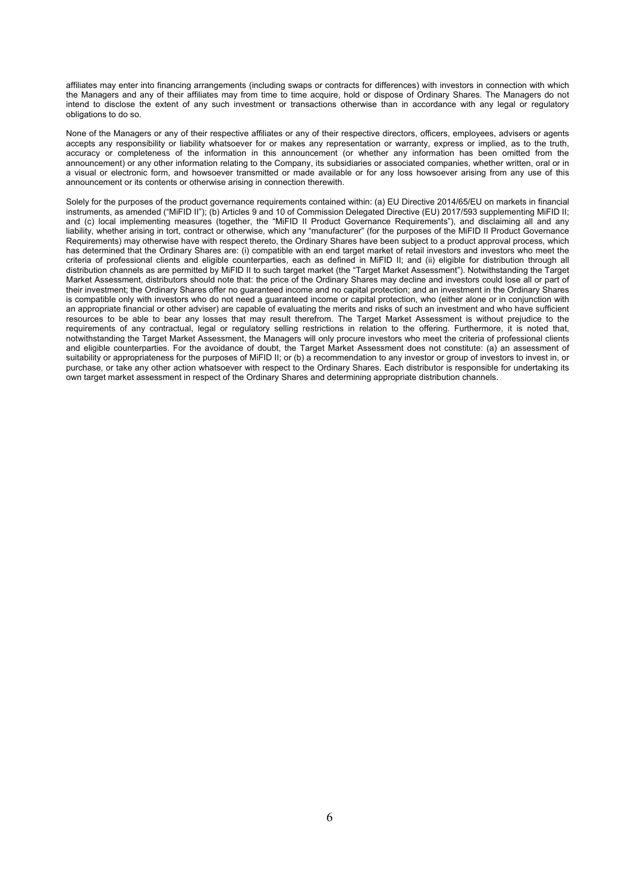affiliates may enter into financing arrangements (including swaps or contracts for differences) with investors in connection with which the Managers and any of their affiliates may from time to time acquire, hold or dispose of Ordinary Shares. The Managers do not intend to disclose the extent of any such investment or transactions otherwise than in accordance with any legal or regulatory obligations to do so.

None of the Managers or any of their respective affiliates or any of their respective directors, officers, employees, advisers or agents accepts any responsibility or liability whatsoever for or makes any representation or warranty, express or implied, as to the truth, accuracy or completeness of the information in this announcement (or whether any information has been omitted from the announcement) or any other information relating to the Company, its subsidiaries or associated companies, whether written, oral or in a visual or electronic form, and howsoever transmitted or made available or for any loss howsoever arising from any use of this announcement or its contents or otherwise arising in connection therewith.

Solely for the purposes of the product governance requirements contained within: (a) EU Directive 2014/65/EU on markets in financial instruments, as amended ("MiFID II"); (b) Articles 9 and 10 of Commission Delegated Directive (EU) 2017/593 supplementing MiFID II; and (c) local implementing measures (together, the "MiFID II Product Governance Requirements"), and disclaiming all and any liability, whether arising in tort, contract or otherwise, which any "manufacturer" (for the purposes of the MiFID II Product Governance Requirements) may otherwise have with respect thereto, the Ordinary Shares have been subject to a product approval process, which has determined that the Ordinary Shares are: (i) compatible with an end target market of retail investors and investors who meet the criteria of professional clients and eligible counterparties, each as defined in MiFID II; and (ii) eligible for distribution through all distribution channels as are permitted by MiFID II to such target market (the "Target Market Assessment"). Notwithstanding the Target Market Assessment, distributors should note that: the price of the Ordinary Shares may decline and investors could lose all or part of their investment; the Ordinary Shares offer no guaranteed income and no capital protection; and an investment in the Ordinary Shares is compatible only with investors who do not need a guaranteed income or capital protection, who (either alone or in conjunction with an appropriate financial or other adviser) are capable of evaluating the merits and risks of such an investment and who have sufficient resources to be able to bear any losses that may result therefrom. The Target Market Assessment is without prejudice to the requirements of any contractual, legal or regulatory selling restrictions in relation to the offering. Furthermore, it is noted that, notwithstanding the Target Market Assessment, the Managers will only procure investors who meet the criteria of professional clients and eligible counterparties. For the avoidance of doubt, the Target Market Assessment does not constitute: (a) an assessment of suitability or appropriateness for the purposes of MiFID II; or (b) a recommendation to any investor or group of investors to invest in, or purchase, or take any other action whatsoever with respect to the Ordinary Shares. Each distributor is responsible for undertaking its own target market assessment in respect of the Ordinary Shares and determining appropriate distribution channels.